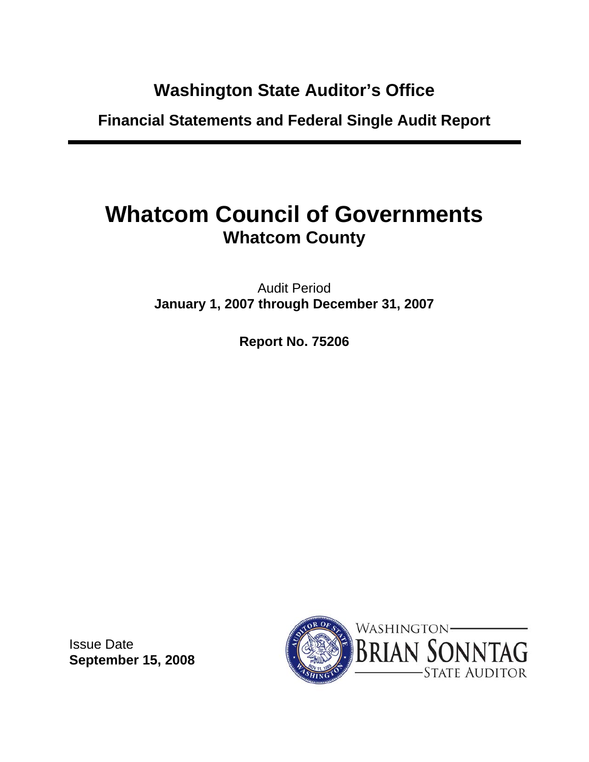**Washington State Auditor's Office**

**Financial Statements and Federal Single Audit Report**

---

# Whatcom Council of Governments

## Whatcom County

Audit Period

**January 1, 2007 through December 31, 2007**

**Report No. 75206**

Issue Date

**September 15, 2008**

WASHINGTON

BRIAN SONNTAG

STATE AUDITOR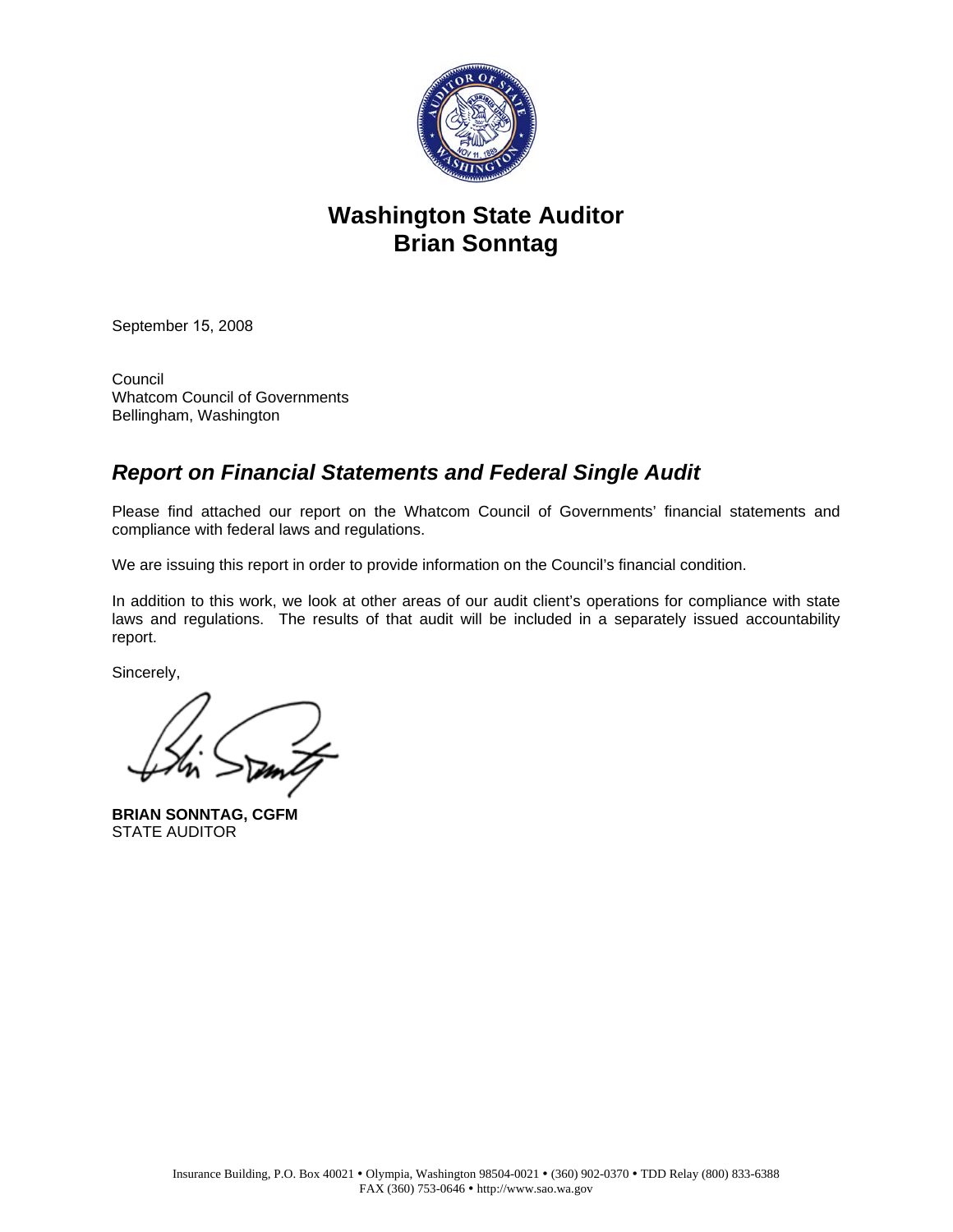# Washington State Auditor
# Brian Sonntag

September 15, 2008

Council
Whatcom Council of Governments
Bellingham, Washington

## *Report on Financial Statements and Federal Single Audit*

Please find attached our report on the Whatcom Council of Governments' financial statements and compliance with federal laws and regulations.

We are issuing this report in order to provide information on the Council's financial condition.

In addition to this work, we look at other areas of our audit client's operations for compliance with state laws and regulations. The results of that audit will be included in a separately issued accountability report.

Sincerely,

**BRIAN SONNTAG, CGFM**
STATE AUDITOR

Insurance Building, P.O. Box 40021 • Olympia, Washington 98504-0021 • (360) 902-0370 • TDD Relay (800) 833-6388
FAX (360) 753-0646 • http://www.sao.wa.gov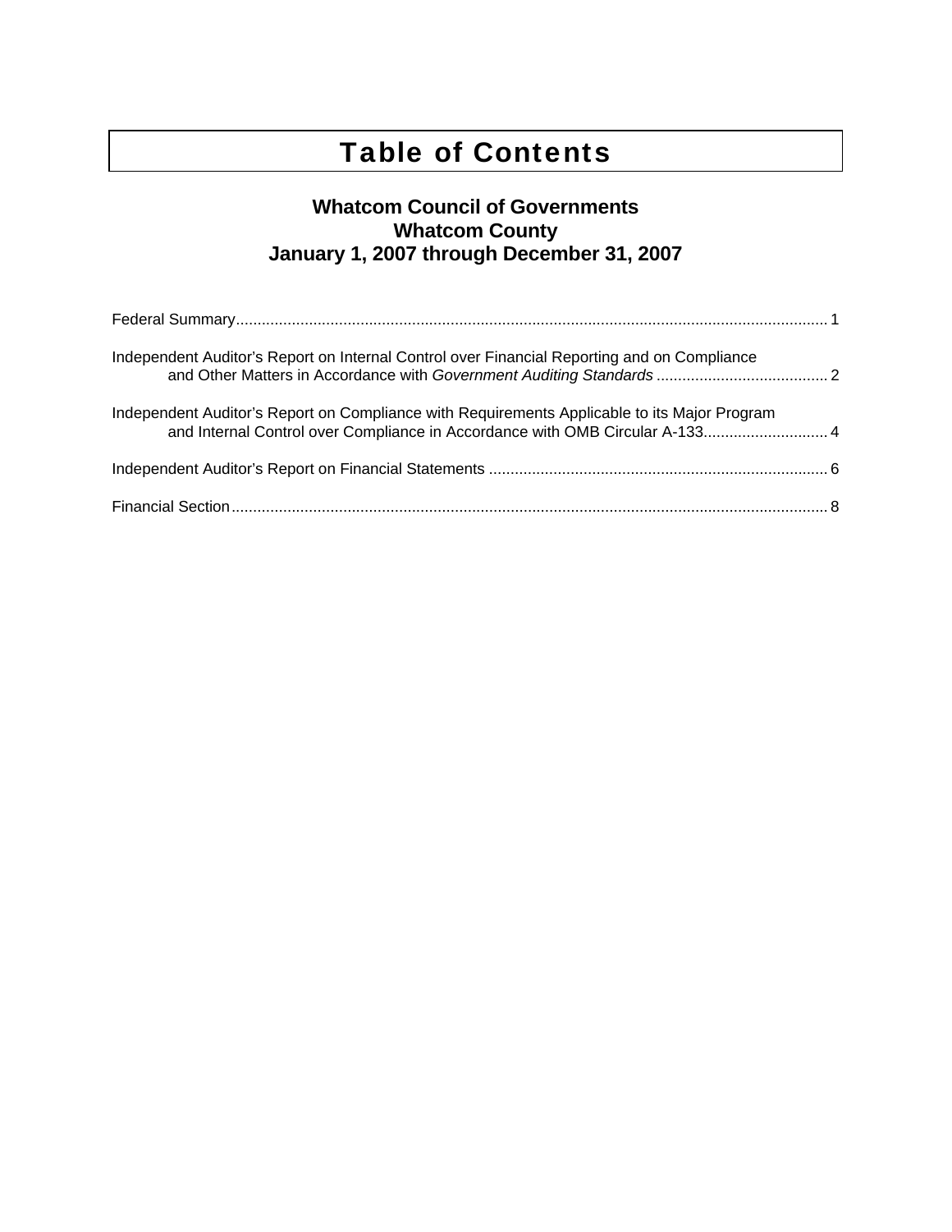# Table of Contents

### Whatcom Council of Governments
### Whatcom County
### January 1, 2007 through December 31, 2007

Federal Summary ........................................................................................................................................ 1

Independent Auditor's Report on Internal Control over Financial Reporting and on Compliance and Other Matters in Accordance with *Government Auditing Standards* ........................................ 2

Independent Auditor's Report on Compliance with Requirements Applicable to its Major Program and Internal Control over Compliance in Accordance with OMB Circular A-133............................. 4

Independent Auditor's Report on Financial Statements .............................................................................. 6

Financial Section ........................................................................................................................................ 8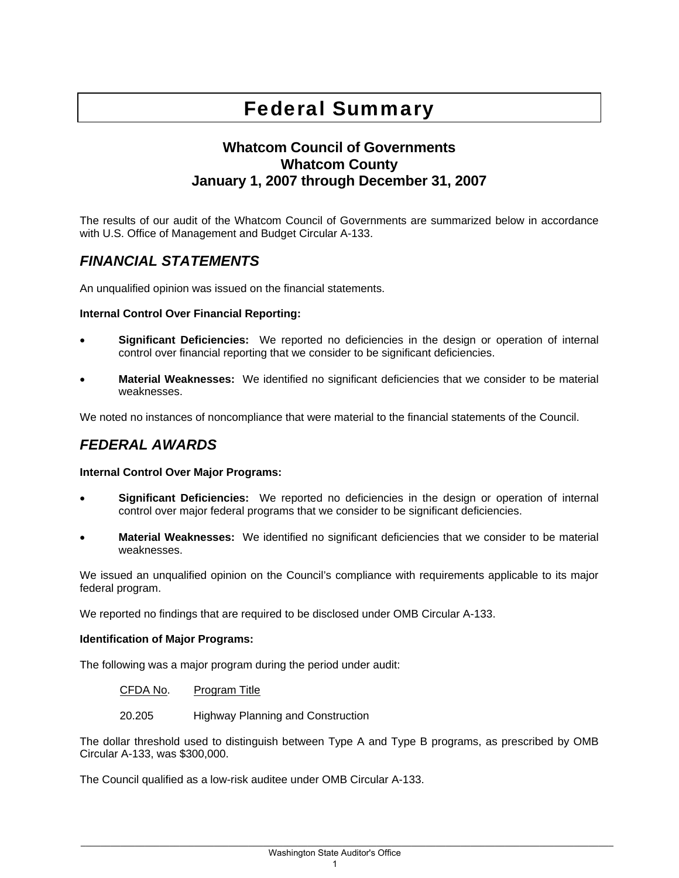# Federal Summary

### Whatcom Council of Governments
### Whatcom County
### January 1, 2007 through December 31, 2007

The results of our audit of the Whatcom Council of Governments are summarized below in accordance with U.S. Office of Management and Budget Circular A-133.

## *FINANCIAL STATEMENTS*

An unqualified opinion was issued on the financial statements.

**Internal Control Over Financial Reporting:**

- **Significant Deficiencies:** We reported no deficiencies in the design or operation of internal control over financial reporting that we consider to be significant deficiencies.
- **Material Weaknesses:** We identified no significant deficiencies that we consider to be material weaknesses.

We noted no instances of noncompliance that were material to the financial statements of the Council.

## *FEDERAL AWARDS*

**Internal Control Over Major Programs:**

- **Significant Deficiencies:** We reported no deficiencies in the design or operation of internal control over major federal programs that we consider to be significant deficiencies.
- **Material Weaknesses:** We identified no significant deficiencies that we consider to be material weaknesses.

We issued an unqualified opinion on the Council's compliance with requirements applicable to its major federal program.

We reported no findings that are required to be disclosed under OMB Circular A-133.

**Identification of Major Programs:**

The following was a major program during the period under audit:

| CFDA No. | Program Title |
|---|---|
| 20.205 | Highway Planning and Construction |

The dollar threshold used to distinguish between Type A and Type B programs, as prescribed by OMB Circular A-133, was $300,000.

The Council qualified as a low-risk auditee under OMB Circular A-133.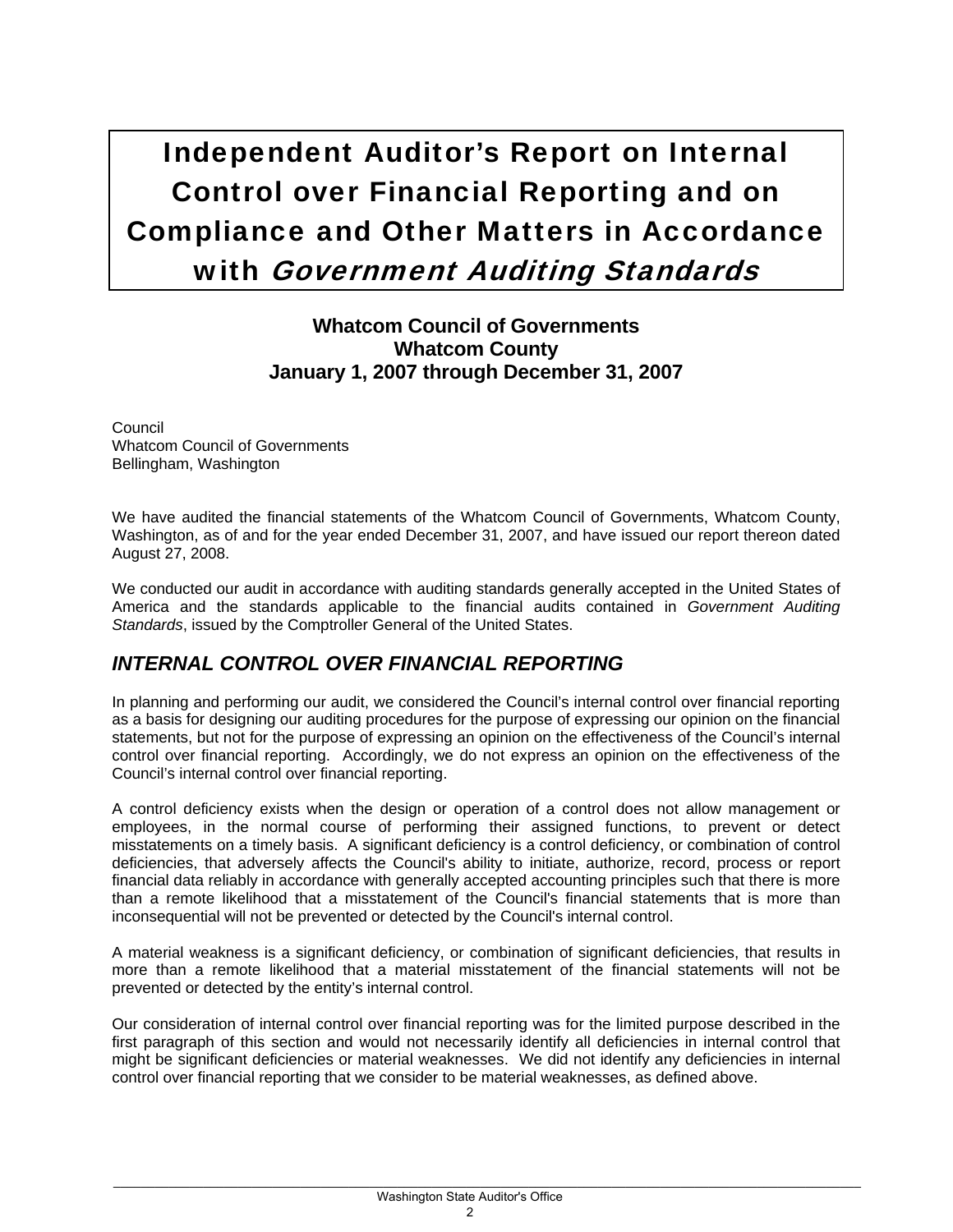# Independent Auditor's Report on Internal Control over Financial Reporting and on Compliance and Other Matters in Accordance with *Government Auditing Standards*

**Whatcom Council of Governments**
**Whatcom County**
**January 1, 2007 through December 31, 2007**

Council
Whatcom Council of Governments
Bellingham, Washington

We have audited the financial statements of the Whatcom Council of Governments, Whatcom County, Washington, as of and for the year ended December 31, 2007, and have issued our report thereon dated August 27, 2008.

We conducted our audit in accordance with auditing standards generally accepted in the United States of America and the standards applicable to the financial audits contained in *Government Auditing Standards*, issued by the Comptroller General of the United States.

## *INTERNAL CONTROL OVER FINANCIAL REPORTING*

In planning and performing our audit, we considered the Council's internal control over financial reporting as a basis for designing our auditing procedures for the purpose of expressing our opinion on the financial statements, but not for the purpose of expressing an opinion on the effectiveness of the Council's internal control over financial reporting. Accordingly, we do not express an opinion on the effectiveness of the Council's internal control over financial reporting.

A control deficiency exists when the design or operation of a control does not allow management or employees, in the normal course of performing their assigned functions, to prevent or detect misstatements on a timely basis. A significant deficiency is a control deficiency, or combination of control deficiencies, that adversely affects the Council's ability to initiate, authorize, record, process or report financial data reliably in accordance with generally accepted accounting principles such that there is more than a remote likelihood that a misstatement of the Council's financial statements that is more than inconsequential will not be prevented or detected by the Council's internal control.

A material weakness is a significant deficiency, or combination of significant deficiencies, that results in more than a remote likelihood that a material misstatement of the financial statements will not be prevented or detected by the entity's internal control.

Our consideration of internal control over financial reporting was for the limited purpose described in the first paragraph of this section and would not necessarily identify all deficiencies in internal control that might be significant deficiencies or material weaknesses. We did not identify any deficiencies in internal control over financial reporting that we consider to be material weaknesses, as defined above.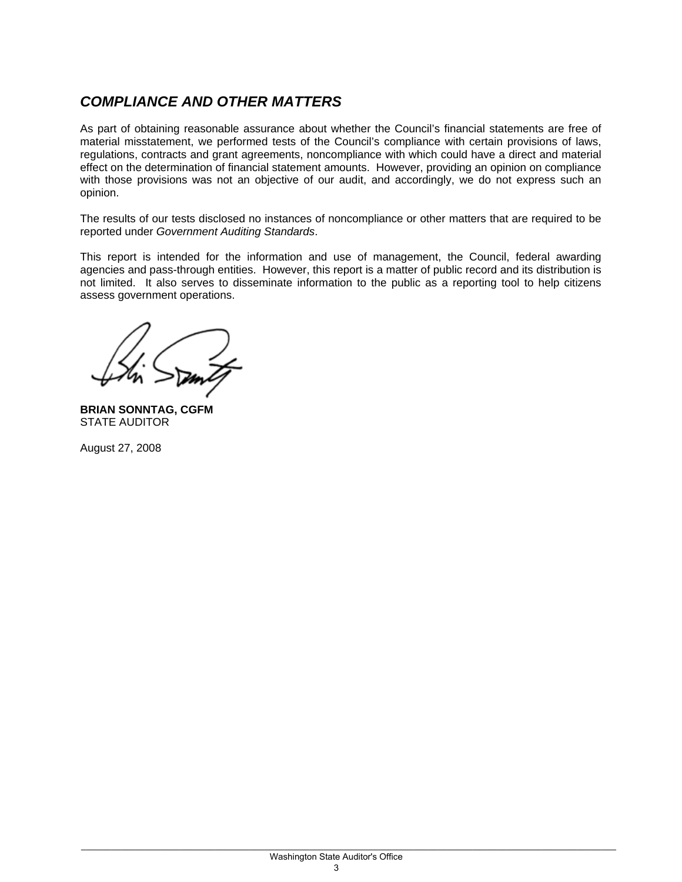## *COMPLIANCE AND OTHER MATTERS*

As part of obtaining reasonable assurance about whether the Council's financial statements are free of material misstatement, we performed tests of the Council's compliance with certain provisions of laws, regulations, contracts and grant agreements, noncompliance with which could have a direct and material effect on the determination of financial statement amounts. However, providing an opinion on compliance with those provisions was not an objective of our audit, and accordingly, we do not express such an opinion.

The results of our tests disclosed no instances of noncompliance or other matters that are required to be reported under *Government Auditing Standards*.

This report is intended for the information and use of management, the Council, federal awarding agencies and pass-through entities. However, this report is a matter of public record and its distribution is not limited. It also serves to disseminate information to the public as a reporting tool to help citizens assess government operations.

**BRIAN SONNTAG, CGFM**
STATE AUDITOR

August 27, 2008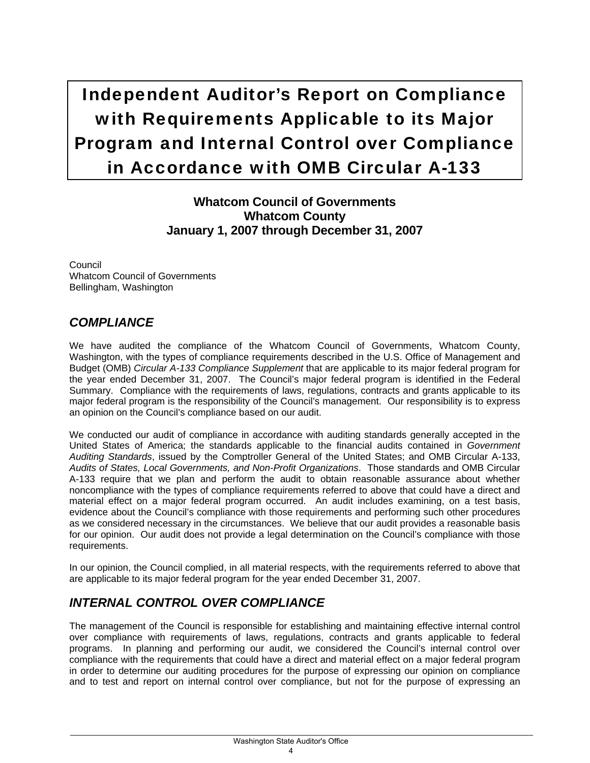# Independent Auditor's Report on Compliance with Requirements Applicable to its Major Program and Internal Control over Compliance in Accordance with OMB Circular A-133

**Whatcom Council of Governments**
**Whatcom County**
**January 1, 2007 through December 31, 2007**

Council
Whatcom Council of Governments
Bellingham, Washington

## *COMPLIANCE*

We have audited the compliance of the Whatcom Council of Governments, Whatcom County, Washington, with the types of compliance requirements described in the U.S. Office of Management and Budget (OMB) *Circular A-133 Compliance Supplement* that are applicable to its major federal program for the year ended December 31, 2007. The Council's major federal program is identified in the Federal Summary. Compliance with the requirements of laws, regulations, contracts and grants applicable to its major federal program is the responsibility of the Council's management. Our responsibility is to express an opinion on the Council's compliance based on our audit.

We conducted our audit of compliance in accordance with auditing standards generally accepted in the United States of America; the standards applicable to the financial audits contained in *Government Auditing Standards*, issued by the Comptroller General of the United States; and OMB Circular A-133, *Audits of States, Local Governments, and Non-Profit Organizations*. Those standards and OMB Circular A-133 require that we plan and perform the audit to obtain reasonable assurance about whether noncompliance with the types of compliance requirements referred to above that could have a direct and material effect on a major federal program occurred. An audit includes examining, on a test basis, evidence about the Council's compliance with those requirements and performing such other procedures as we considered necessary in the circumstances. We believe that our audit provides a reasonable basis for our opinion. Our audit does not provide a legal determination on the Council's compliance with those requirements.

In our opinion, the Council complied, in all material respects, with the requirements referred to above that are applicable to its major federal program for the year ended December 31, 2007.

## *INTERNAL CONTROL OVER COMPLIANCE*

The management of the Council is responsible for establishing and maintaining effective internal control over compliance with requirements of laws, regulations, contracts and grants applicable to federal programs. In planning and performing our audit, we considered the Council's internal control over compliance with the requirements that could have a direct and material effect on a major federal program in order to determine our auditing procedures for the purpose of expressing our opinion on compliance and to test and report on internal control over compliance, but not for the purpose of expressing an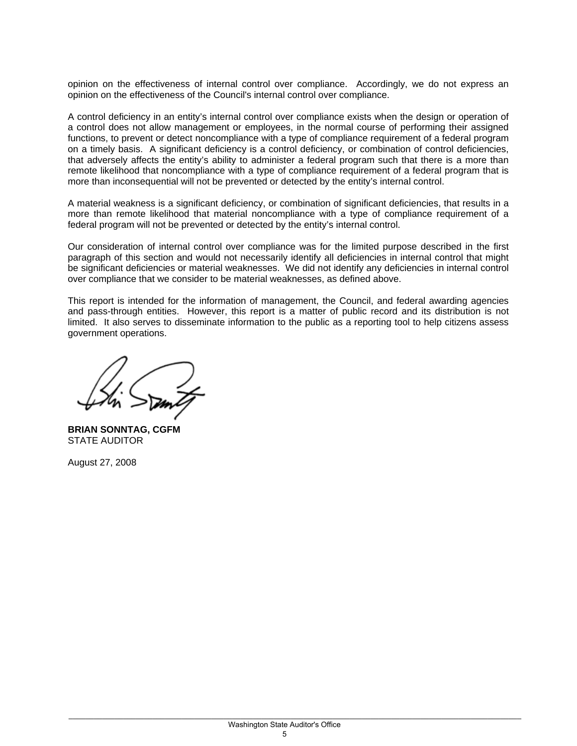opinion on the effectiveness of internal control over compliance. Accordingly, we do not express an opinion on the effectiveness of the Council's internal control over compliance.

A control deficiency in an entity's internal control over compliance exists when the design or operation of a control does not allow management or employees, in the normal course of performing their assigned functions, to prevent or detect noncompliance with a type of compliance requirement of a federal program on a timely basis. A significant deficiency is a control deficiency, or combination of control deficiencies, that adversely affects the entity's ability to administer a federal program such that there is a more than remote likelihood that noncompliance with a type of compliance requirement of a federal program that is more than inconsequential will not be prevented or detected by the entity's internal control.

A material weakness is a significant deficiency, or combination of significant deficiencies, that results in a more than remote likelihood that material noncompliance with a type of compliance requirement of a federal program will not be prevented or detected by the entity's internal control.

Our consideration of internal control over compliance was for the limited purpose described in the first paragraph of this section and would not necessarily identify all deficiencies in internal control that might be significant deficiencies or material weaknesses. We did not identify any deficiencies in internal control over compliance that we consider to be material weaknesses, as defined above.

This report is intended for the information of management, the Council, and federal awarding agencies and pass-through entities. However, this report is a matter of public record and its distribution is not limited. It also serves to disseminate information to the public as a reporting tool to help citizens assess government operations.

**BRIAN SONNTAG, CGFM**
STATE AUDITOR

August 27, 2008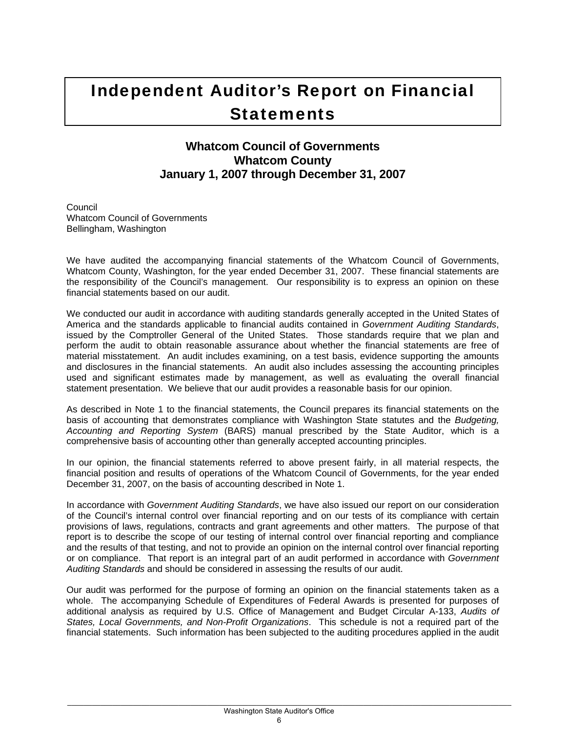# Independent Auditor's Report on Financial Statements

**Whatcom Council of Governments**
**Whatcom County**
**January 1, 2007 through December 31, 2007**

Council
Whatcom Council of Governments
Bellingham, Washington

We have audited the accompanying financial statements of the Whatcom Council of Governments, Whatcom County, Washington, for the year ended December 31, 2007. These financial statements are the responsibility of the Council's management. Our responsibility is to express an opinion on these financial statements based on our audit.

We conducted our audit in accordance with auditing standards generally accepted in the United States of America and the standards applicable to financial audits contained in *Government Auditing Standards*, issued by the Comptroller General of the United States. Those standards require that we plan and perform the audit to obtain reasonable assurance about whether the financial statements are free of material misstatement. An audit includes examining, on a test basis, evidence supporting the amounts and disclosures in the financial statements. An audit also includes assessing the accounting principles used and significant estimates made by management, as well as evaluating the overall financial statement presentation. We believe that our audit provides a reasonable basis for our opinion.

As described in Note 1 to the financial statements, the Council prepares its financial statements on the basis of accounting that demonstrates compliance with Washington State statutes and the *Budgeting, Accounting and Reporting System* (BARS) manual prescribed by the State Auditor, which is a comprehensive basis of accounting other than generally accepted accounting principles.

In our opinion, the financial statements referred to above present fairly, in all material respects, the financial position and results of operations of the Whatcom Council of Governments, for the year ended December 31, 2007, on the basis of accounting described in Note 1.

In accordance with *Government Auditing Standards*, we have also issued our report on our consideration of the Council's internal control over financial reporting and on our tests of its compliance with certain provisions of laws, regulations, contracts and grant agreements and other matters. The purpose of that report is to describe the scope of our testing of internal control over financial reporting and compliance and the results of that testing, and not to provide an opinion on the internal control over financial reporting or on compliance. That report is an integral part of an audit performed in accordance with *Government Auditing Standards* and should be considered in assessing the results of our audit.

Our audit was performed for the purpose of forming an opinion on the financial statements taken as a whole. The accompanying Schedule of Expenditures of Federal Awards is presented for purposes of additional analysis as required by U.S. Office of Management and Budget Circular A-133, *Audits of States, Local Governments, and Non-Profit Organizations*. This schedule is not a required part of the financial statements. Such information has been subjected to the auditing procedures applied in the audit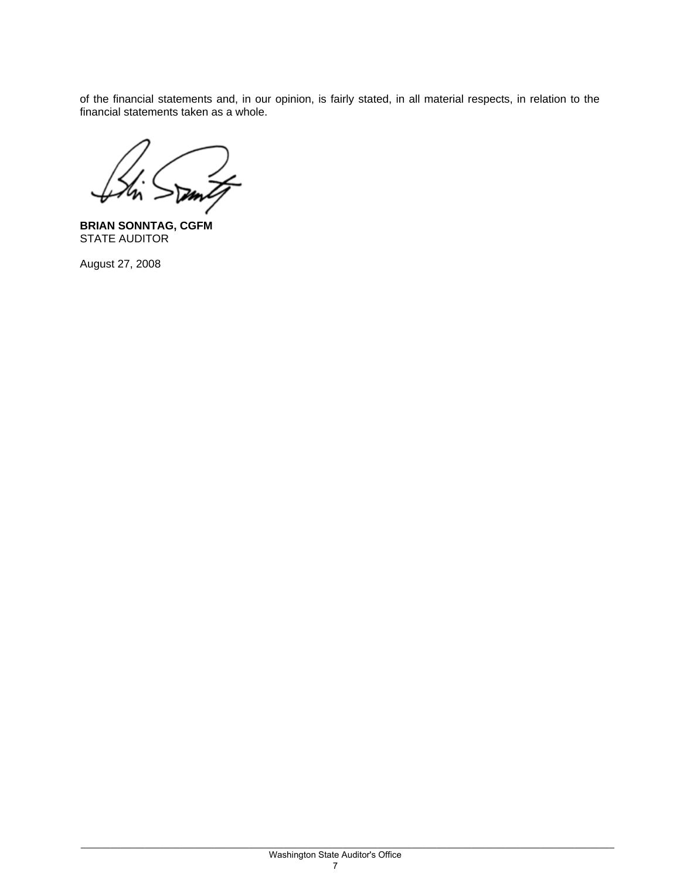of the financial statements and, in our opinion, is fairly stated, in all material respects, in relation to the financial statements taken as a whole.

**BRIAN SONNTAG, CGFM**
STATE AUDITOR

August 27, 2008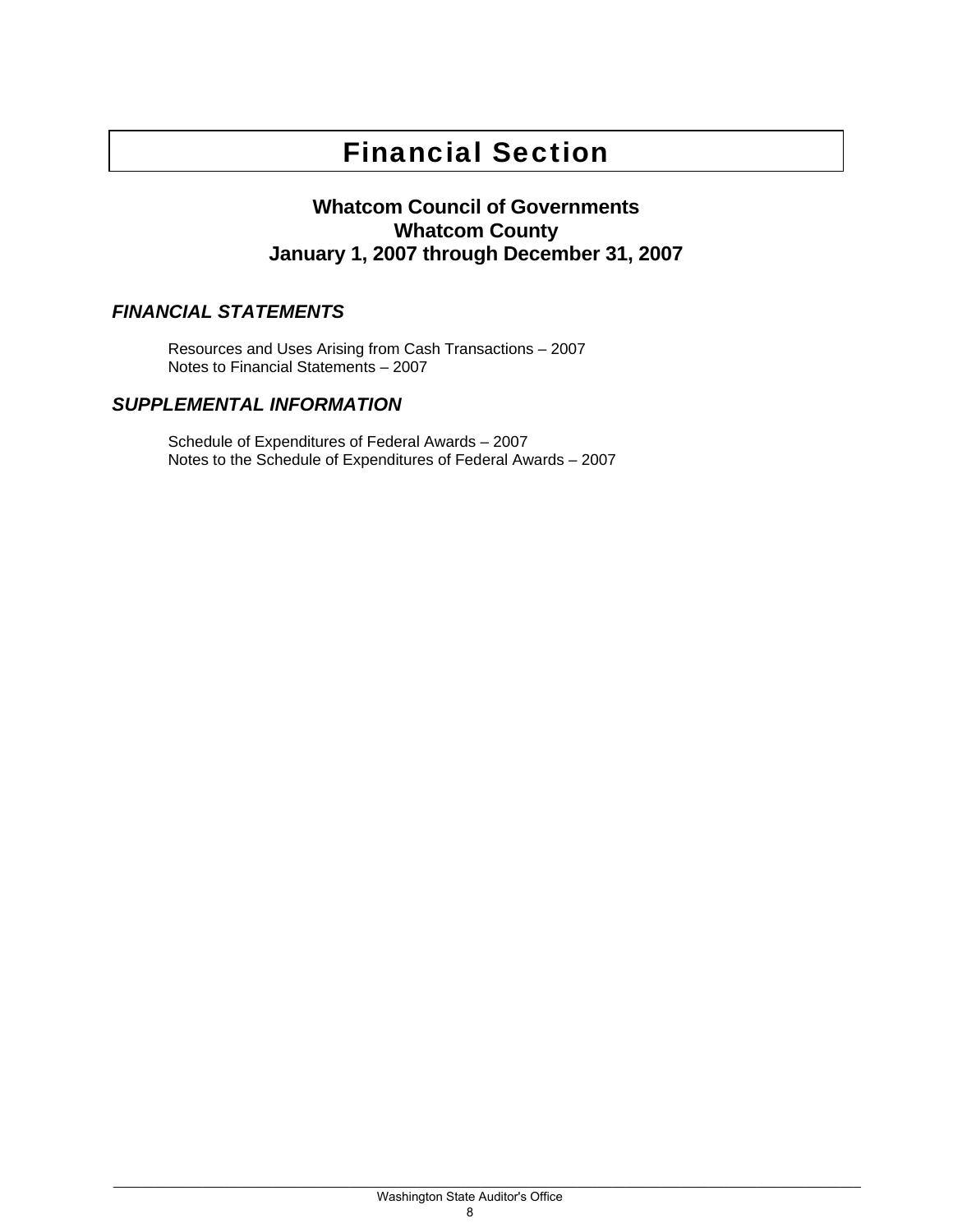# Financial Section

## Whatcom Council of Governments
## Whatcom County
## January 1, 2007 through December 31, 2007

### *FINANCIAL STATEMENTS*

Resources and Uses Arising from Cash Transactions – 2007
Notes to Financial Statements – 2007

### *SUPPLEMENTAL INFORMATION*

Schedule of Expenditures of Federal Awards – 2007
Notes to the Schedule of Expenditures of Federal Awards – 2007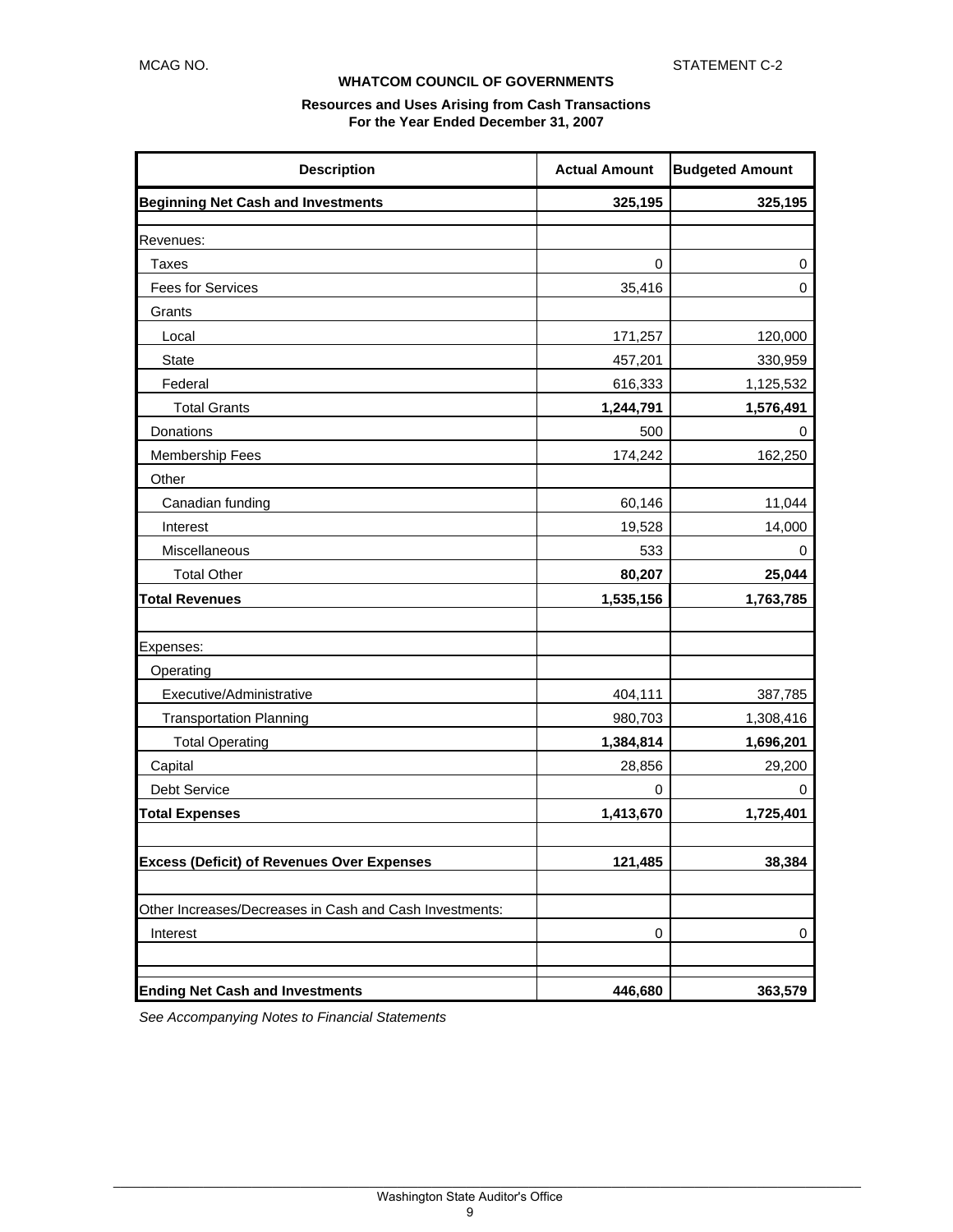MCAG NO. STATEMENT C-2

**WHATCOM COUNCIL OF GOVERNMENTS**

**Resources and Uses Arising from Cash Transactions**
**For the Year Ended December 31, 2007**

| Description | Actual Amount | Budgeted Amount |
|---|---|---|
| **Beginning Net Cash and Investments** | **325,195** | **325,195** |
| | | |
| Revenues: | | |
| Taxes | 0 | 0 |
| Fees for Services | 35,416 | 0 |
| Grants | | |
| Local | 171,257 | 120,000 |
| State | 457,201 | 330,959 |
| Federal | 616,333 | 1,125,532 |
| Total Grants | **1,244,791** | **1,576,491** |
| Donations | 500 | 0 |
| Membership Fees | 174,242 | 162,250 |
| Other | | |
| Canadian funding | 60,146 | 11,044 |
| Interest | 19,528 | 14,000 |
| Miscellaneous | 533 | 0 |
| Total Other | **80,207** | **25,044** |
| **Total Revenues** | **1,535,156** | **1,763,785** |
| | | |
| Expenses: | | |
| Operating | | |
| Executive/Administrative | 404,111 | 387,785 |
| Transportation Planning | 980,703 | 1,308,416 |
| Total Operating | **1,384,814** | **1,696,201** |
| Capital | 28,856 | 29,200 |
| Debt Service | 0 | 0 |
| **Total Expenses** | **1,413,670** | **1,725,401** |
| | | |
| **Excess (Deficit) of Revenues Over Expenses** | **121,485** | **38,384** |
| | | |
| Other Increases/Decreases in Cash and Cash Investments: | | |
| Interest | 0 | 0 |
| | | |
| **Ending Net Cash and Investments** | **446,680** | **363,579** |

*See Accompanying Notes to Financial Statements*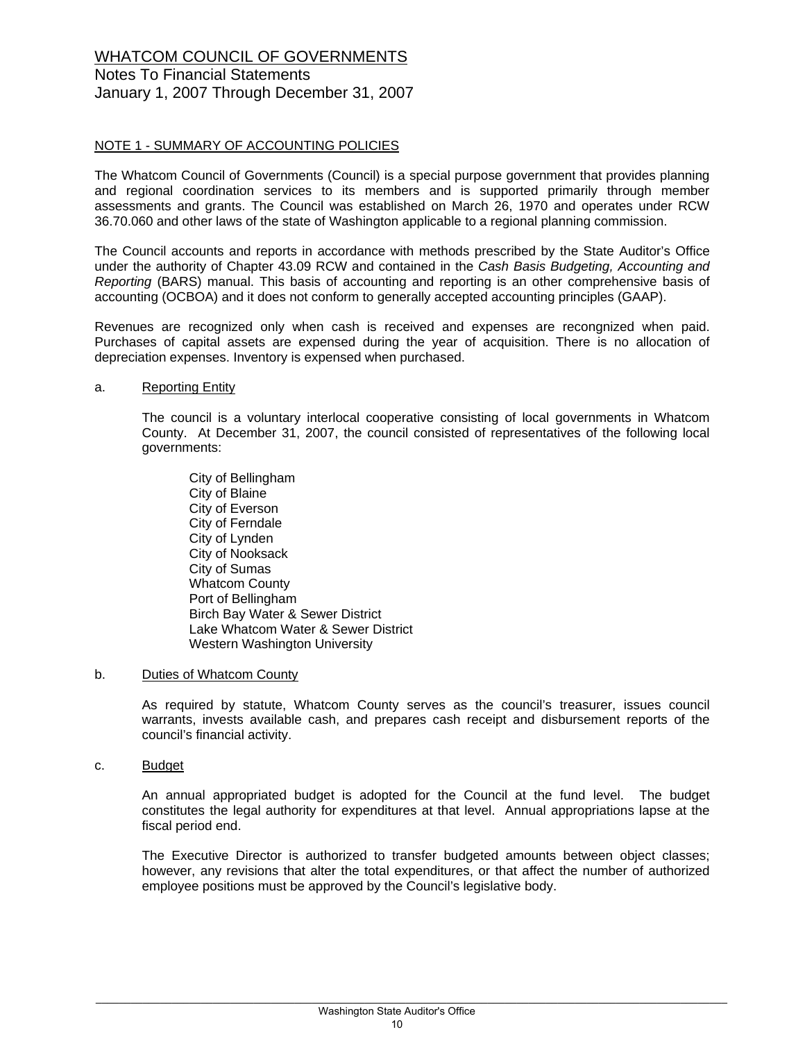# WHATCOM COUNCIL OF GOVERNMENTS

Notes To Financial Statements
January 1, 2007 Through December 31, 2007

## NOTE 1 - SUMMARY OF ACCOUNTING POLICIES

The Whatcom Council of Governments (Council) is a special purpose government that provides planning and regional coordination services to its members and is supported primarily through member assessments and grants. The Council was established on March 26, 1970 and operates under RCW 36.70.060 and other laws of the state of Washington applicable to a regional planning commission.

The Council accounts and reports in accordance with methods prescribed by the State Auditor's Office under the authority of Chapter 43.09 RCW and contained in the *Cash Basis Budgeting, Accounting and Reporting* (BARS) manual. This basis of accounting and reporting is an other comprehensive basis of accounting (OCBOA) and it does not conform to generally accepted accounting principles (GAAP).

Revenues are recognized only when cash is received and expenses are recongnized when paid. Purchases of capital assets are expensed during the year of acquisition. There is no allocation of depreciation expenses. Inventory is expensed when purchased.

a. Reporting Entity

The council is a voluntary interlocal cooperative consisting of local governments in Whatcom County. At December 31, 2007, the council consisted of representatives of the following local governments:

City of Bellingham
City of Blaine
City of Everson
City of Ferndale
City of Lynden
City of Nooksack
City of Sumas
Whatcom County
Port of Bellingham
Birch Bay Water & Sewer District
Lake Whatcom Water & Sewer District
Western Washington University

b. Duties of Whatcom County

As required by statute, Whatcom County serves as the council's treasurer, issues council warrants, invests available cash, and prepares cash receipt and disbursement reports of the council's financial activity.

c. Budget

An annual appropriated budget is adopted for the Council at the fund level. The budget constitutes the legal authority for expenditures at that level. Annual appropriations lapse at the fiscal period end.

The Executive Director is authorized to transfer budgeted amounts between object classes; however, any revisions that alter the total expenditures, or that affect the number of authorized employee positions must be approved by the Council's legislative body.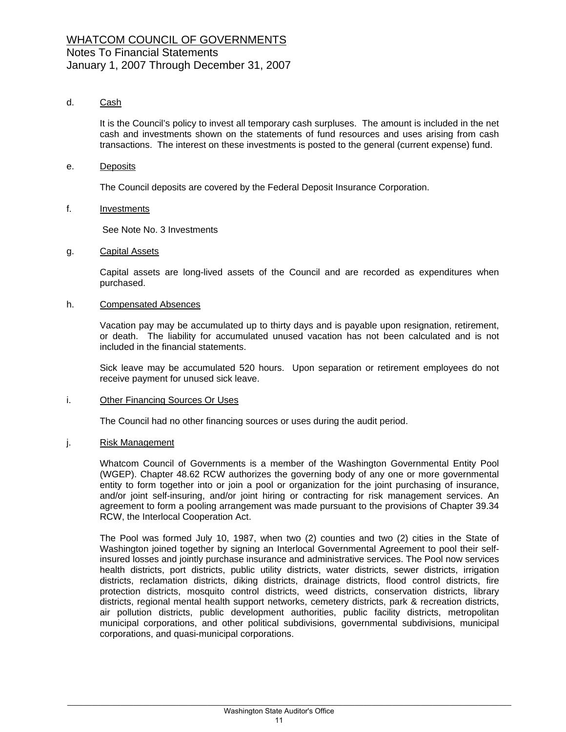# WHATCOM COUNCIL OF GOVERNMENTS

Notes To Financial Statements
January 1, 2007 Through December 31, 2007

d. Cash

It is the Council's policy to invest all temporary cash surpluses. The amount is included in the net cash and investments shown on the statements of fund resources and uses arising from cash transactions. The interest on these investments is posted to the general (current expense) fund.

e. Deposits

The Council deposits are covered by the Federal Deposit Insurance Corporation.

f. Investments

See Note No. 3 Investments

g. Capital Assets

Capital assets are long-lived assets of the Council and are recorded as expenditures when purchased.

h. Compensated Absences

Vacation pay may be accumulated up to thirty days and is payable upon resignation, retirement, or death. The liability for accumulated unused vacation has not been calculated and is not included in the financial statements.

Sick leave may be accumulated 520 hours. Upon separation or retirement employees do not receive payment for unused sick leave.

i. Other Financing Sources Or Uses

The Council had no other financing sources or uses during the audit period.

j. Risk Management

Whatcom Council of Governments is a member of the Washington Governmental Entity Pool (WGEP). Chapter 48.62 RCW authorizes the governing body of any one or more governmental entity to form together into or join a pool or organization for the joint purchasing of insurance, and/or joint self-insuring, and/or joint hiring or contracting for risk management services. An agreement to form a pooling arrangement was made pursuant to the provisions of Chapter 39.34 RCW, the Interlocal Cooperation Act.

The Pool was formed July 10, 1987, when two (2) counties and two (2) cities in the State of Washington joined together by signing an Interlocal Governmental Agreement to pool their self-insured losses and jointly purchase insurance and administrative services. The Pool now services health districts, port districts, public utility districts, water districts, sewer districts, irrigation districts, reclamation districts, diking districts, drainage districts, flood control districts, fire protection districts, mosquito control districts, weed districts, conservation districts, library districts, regional mental health support networks, cemetery districts, park & recreation districts, air pollution districts, public development authorities, public facility districts, metropolitan municipal corporations, and other political subdivisions, governmental subdivisions, municipal corporations, and quasi-municipal corporations.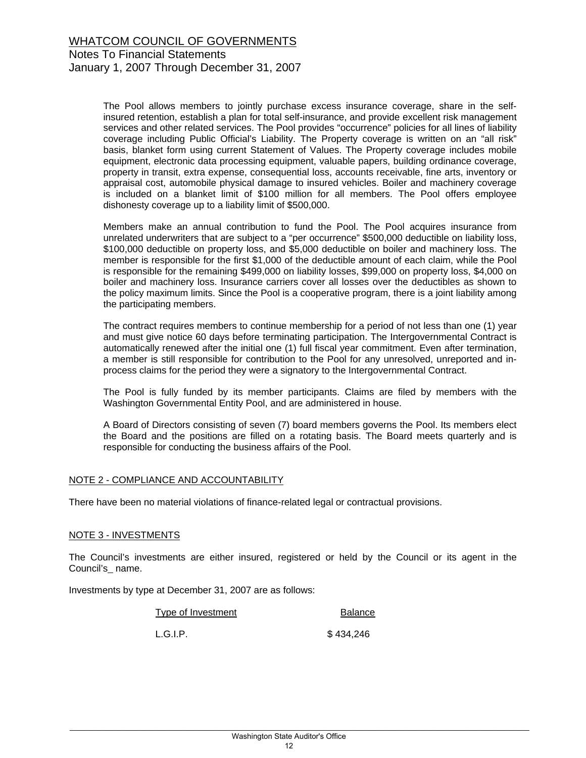The Pool allows members to jointly purchase excess insurance coverage, share in the self-insured retention, establish a plan for total self-insurance, and provide excellent risk management services and other related services. The Pool provides "occurrence" policies for all lines of liability coverage including Public Official's Liability. The Property coverage is written on an "all risk" basis, blanket form using current Statement of Values. The Property coverage includes mobile equipment, electronic data processing equipment, valuable papers, building ordinance coverage, property in transit, extra expense, consequential loss, accounts receivable, fine arts, inventory or appraisal cost, automobile physical damage to insured vehicles. Boiler and machinery coverage is included on a blanket limit of $100 million for all members. The Pool offers employee dishonesty coverage up to a liability limit of $500,000.

Members make an annual contribution to fund the Pool. The Pool acquires insurance from unrelated underwriters that are subject to a "per occurrence" $500,000 deductible on liability loss, $100,000 deductible on property loss, and $5,000 deductible on boiler and machinery loss. The member is responsible for the first $1,000 of the deductible amount of each claim, while the Pool is responsible for the remaining $499,000 on liability losses, $99,000 on property loss, $4,000 on boiler and machinery loss. Insurance carriers cover all losses over the deductibles as shown to the policy maximum limits. Since the Pool is a cooperative program, there is a joint liability among the participating members.

The contract requires members to continue membership for a period of not less than one (1) year and must give notice 60 days before terminating participation. The Intergovernmental Contract is automatically renewed after the initial one (1) full fiscal year commitment. Even after termination, a member is still responsible for contribution to the Pool for any unresolved, unreported and in-process claims for the period they were a signatory to the Intergovernmental Contract.

The Pool is fully funded by its member participants. Claims are filed by members with the Washington Governmental Entity Pool, and are administered in house.

A Board of Directors consisting of seven (7) board members governs the Pool. Its members elect the Board and the positions are filled on a rotating basis. The Board meets quarterly and is responsible for conducting the business affairs of the Pool.

## NOTE 2 - COMPLIANCE AND ACCOUNTABILITY

There have been no material violations of finance-related legal or contractual provisions.

## NOTE 3 - INVESTMENTS

The Council's investments are either insured, registered or held by the Council or its agent in the Council's_ name.

Investments by type at December 31, 2007 are as follows:

| Type of Investment | Balance |
|---|---|
| L.G.I.P. | $ 434,246 |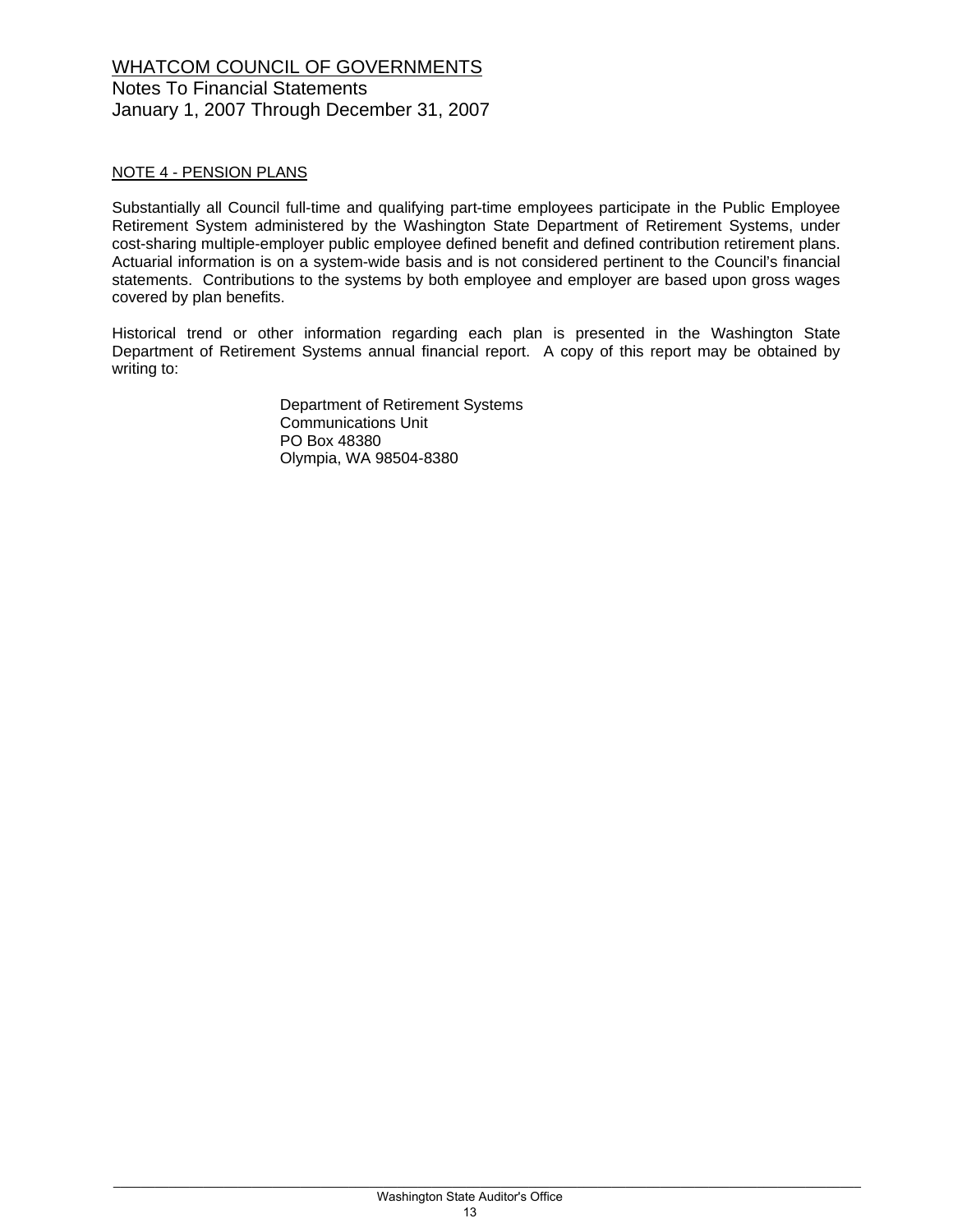# WHATCOM COUNCIL OF GOVERNMENTS
Notes To Financial Statements
January 1, 2007 Through December 31, 2007

## NOTE 4 - PENSION PLANS

Substantially all Council full-time and qualifying part-time employees participate in the Public Employee Retirement System administered by the Washington State Department of Retirement Systems, under cost-sharing multiple-employer public employee defined benefit and defined contribution retirement plans. Actuarial information is on a system-wide basis and is not considered pertinent to the Council's financial statements. Contributions to the systems by both employee and employer are based upon gross wages covered by plan benefits.

Historical trend or other information regarding each plan is presented in the Washington State Department of Retirement Systems annual financial report. A copy of this report may be obtained by writing to:

Department of Retirement Systems
Communications Unit
PO Box 48380
Olympia, WA 98504-8380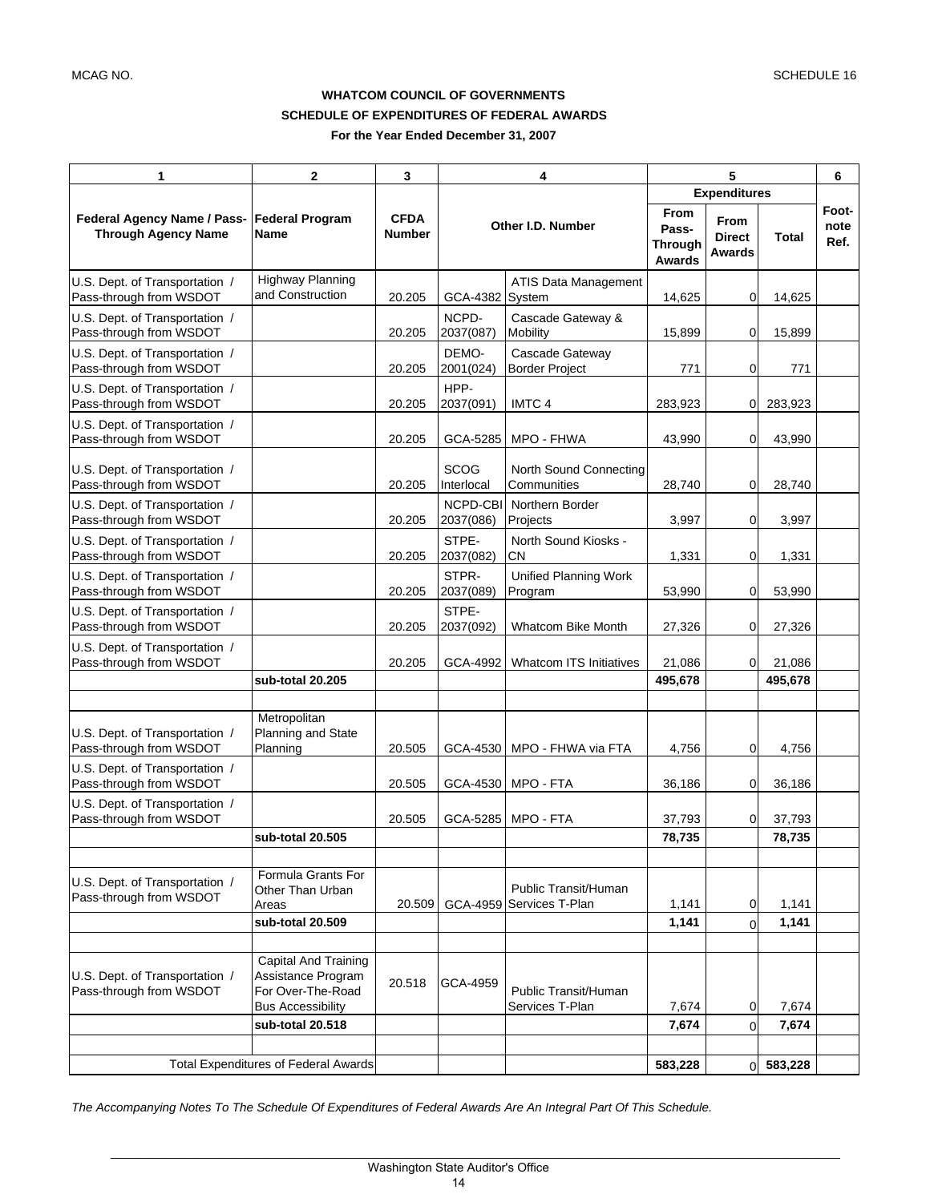MCAG NO.

SCHEDULE 16

**WHATCOM COUNCIL OF GOVERNMENTS**
**SCHEDULE OF EXPENDITURES OF FEDERAL AWARDS**
**For the Year Ended December 31, 2007**

| 1 | 2 | 3 | 4 | | 5 | | | 6 |
|---|---|---|---|---|---|---|---|---|
| | | | | | Expenditures | | | |
| Federal Agency Name / Pass-Through Agency Name | Federal Program Name | CFDA Number | Other I.D. Number | | From Pass-Through Awards | From Direct Awards | Total | Foot-note Ref. |
| U.S. Dept. of Transportation / Pass-through from WSDOT | Highway Planning and Construction | 20.205 | GCA-4382 | ATIS Data Management System | 14,625 | 0 | 14,625 | |
| U.S. Dept. of Transportation / Pass-through from WSDOT | | 20.205 | NCPD-2037(087) | Cascade Gateway & Mobility | 15,899 | 0 | 15,899 | |
| U.S. Dept. of Transportation / Pass-through from WSDOT | | 20.205 | DEMO-2001(024) | Cascade Gateway Border Project | 771 | 0 | 771 | |
| U.S. Dept. of Transportation / Pass-through from WSDOT | | 20.205 | HPP-2037(091) | IMTC 4 | 283,923 | 0 | 283,923 | |
| U.S. Dept. of Transportation / Pass-through from WSDOT | | 20.205 | GCA-5285 | MPO - FHWA | 43,990 | 0 | 43,990 | |
| U.S. Dept. of Transportation / Pass-through from WSDOT | | 20.205 | SCOG Interlocal | North Sound Connecting Communities | 28,740 | 0 | 28,740 | |
| U.S. Dept. of Transportation / Pass-through from WSDOT | | 20.205 | NCPD-CBI 2037(086) | Northern Border Projects | 3,997 | 0 | 3,997 | |
| U.S. Dept. of Transportation / Pass-through from WSDOT | | 20.205 | STPE-2037(082) | North Sound Kiosks - CN | 1,331 | 0 | 1,331 | |
| U.S. Dept. of Transportation / Pass-through from WSDOT | | 20.205 | STPR-2037(089) | Unified Planning Work Program | 53,990 | 0 | 53,990 | |
| U.S. Dept. of Transportation / Pass-through from WSDOT | | 20.205 | STPE-2037(092) | Whatcom Bike Month | 27,326 | 0 | 27,326 | |
| U.S. Dept. of Transportation / Pass-through from WSDOT | | 20.205 | GCA-4992 | Whatcom ITS Initiatives | 21,086 | 0 | 21,086 | |
| | **sub-total 20.205** | | | | **495,678** | | **495,678** | |
| | | | | | | | | |
| U.S. Dept. of Transportation / Pass-through from WSDOT | Metropolitan Planning and State Planning | 20.505 | GCA-4530 | MPO - FHWA via FTA | 4,756 | 0 | 4,756 | |
| U.S. Dept. of Transportation / Pass-through from WSDOT | | 20.505 | GCA-4530 | MPO - FTA | 36,186 | 0 | 36,186 | |
| U.S. Dept. of Transportation / Pass-through from WSDOT | | 20.505 | GCA-5285 | MPO - FTA | 37,793 | 0 | 37,793 | |
| | **sub-total 20.505** | | | | **78,735** | | **78,735** | |
| | | | | | | | | |
| U.S. Dept. of Transportation / Pass-through from WSDOT | Formula Grants For Other Than Urban Areas | 20.509 | GCA-4959 | Public Transit/Human Services T-Plan | 1,141 | 0 | 1,141 | |
| | **sub-total 20.509** | | | | **1,141** | 0 | **1,141** | |
| | | | | | | | | |
| U.S. Dept. of Transportation / Pass-through from WSDOT | Capital And Training Assistance Program For Over-The-Road Bus Accessibility | 20.518 | GCA-4959 | Public Transit/Human Services T-Plan | 7,674 | 0 | 7,674 | |
| | **sub-total 20.518** | | | | **7,674** | 0 | **7,674** | |
| | | | | | | | | |
| | Total Expenditures of Federal Awards | | | | **583,228** | 0 | **583,228** | |

*The Accompanying Notes To The Schedule Of Expenditures of Federal Awards Are An Integral Part Of This Schedule.*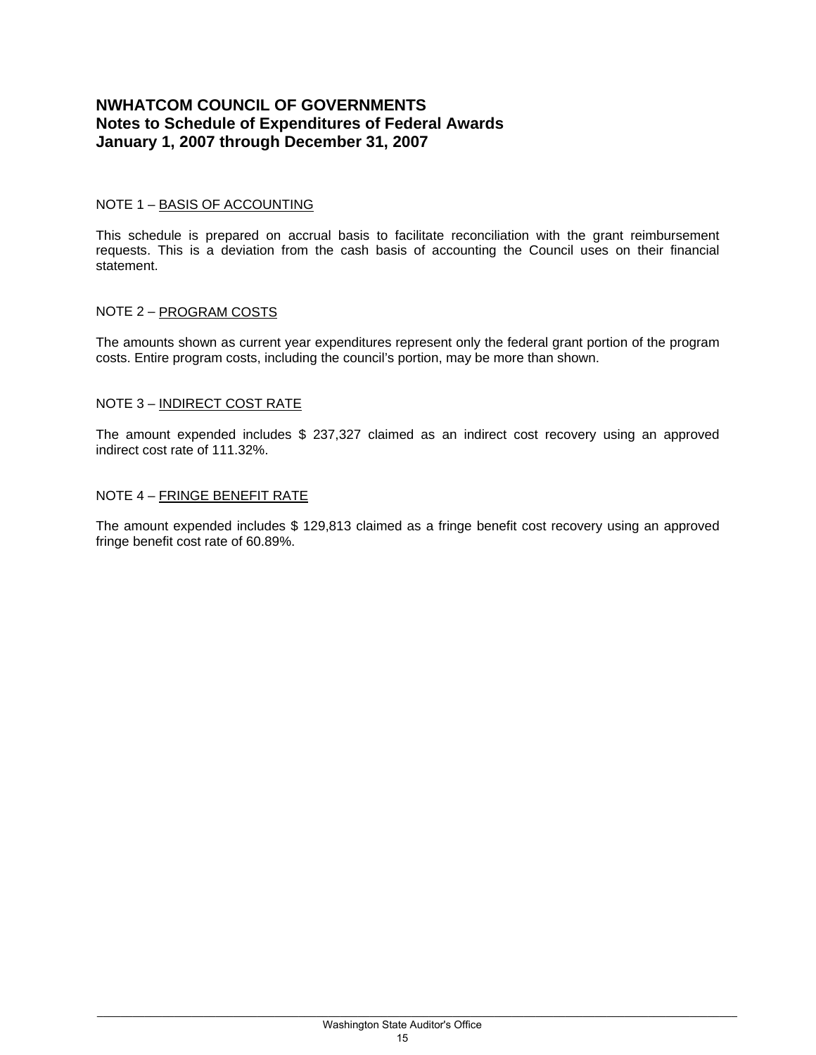# NWHATCOM COUNCIL OF GOVERNMENTS
## Notes to Schedule of Expenditures of Federal Awards
## January 1, 2007 through December 31, 2007

NOTE 1 – BASIS OF ACCOUNTING

This schedule is prepared on accrual basis to facilitate reconciliation with the grant reimbursement requests. This is a deviation from the cash basis of accounting the Council uses on their financial statement.

NOTE 2 – PROGRAM COSTS

The amounts shown as current year expenditures represent only the federal grant portion of the program costs. Entire program costs, including the council's portion, may be more than shown.

NOTE 3 – INDIRECT COST RATE

The amount expended includes $ 237,327 claimed as an indirect cost recovery using an approved indirect cost rate of 111.32%.

NOTE 4 – FRINGE BENEFIT RATE

The amount expended includes $ 129,813 claimed as a fringe benefit cost recovery using an approved fringe benefit cost rate of 60.89%.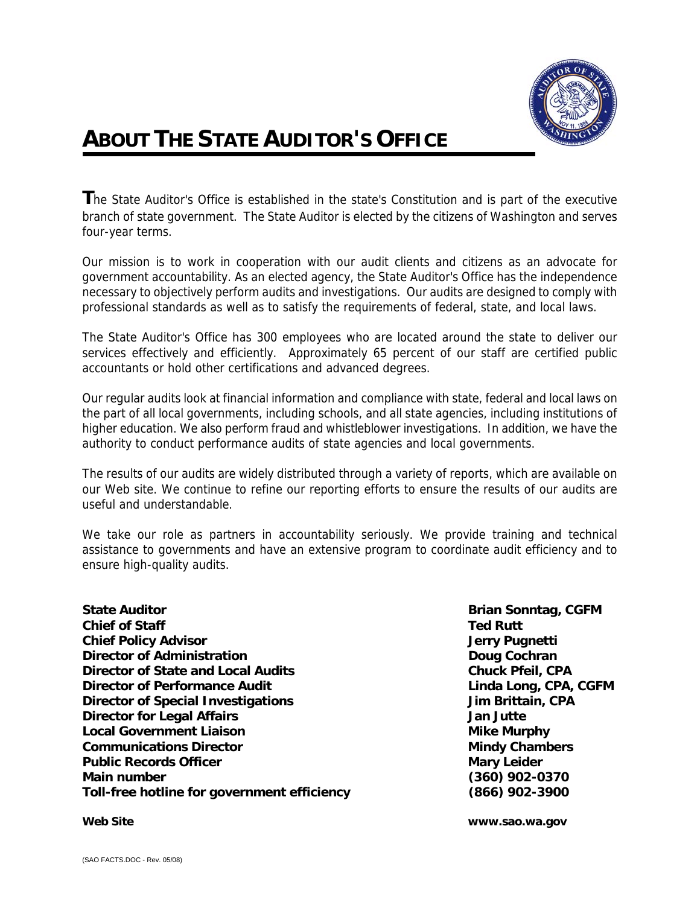# ABOUT THE STATE AUDITOR'S OFFICE

The State Auditor's Office is established in the state's Constitution and is part of the executive branch of state government. The State Auditor is elected by the citizens of Washington and serves four-year terms.

Our mission is to work in cooperation with our audit clients and citizens as an advocate for government accountability. As an elected agency, the State Auditor's Office has the independence necessary to objectively perform audits and investigations. Our audits are designed to comply with professional standards as well as to satisfy the requirements of federal, state, and local laws.

The State Auditor's Office has 300 employees who are located around the state to deliver our services effectively and efficiently. Approximately 65 percent of our staff are certified public accountants or hold other certifications and advanced degrees.

Our regular audits look at financial information and compliance with state, federal and local laws on the part of all local governments, including schools, and all state agencies, including institutions of higher education. We also perform fraud and whistleblower investigations. In addition, we have the authority to conduct performance audits of state agencies and local governments.

The results of our audits are widely distributed through a variety of reports, which are available on our Web site. We continue to refine our reporting efforts to ensure the results of our audits are useful and understandable.

We take our role as partners in accountability seriously. We provide training and technical assistance to governments and have an extensive program to coordinate audit efficiency and to ensure high-quality audits.

| | |
|---|---|
| **State Auditor** | **Brian Sonntag, CGFM** |
| **Chief of Staff** | **Ted Rutt** |
| **Chief Policy Advisor** | **Jerry Pugnetti** |
| **Director of Administration** | **Doug Cochran** |
| **Director of State and Local Audits** | **Chuck Pfeil, CPA** |
| **Director of Performance Audit** | **Linda Long, CPA, CGFM** |
| **Director of Special Investigations** | **Jim Brittain, CPA** |
| **Director for Legal Affairs** | **Jan Jutte** |
| **Local Government Liaison** | **Mike Murphy** |
| **Communications Director** | **Mindy Chambers** |
| **Public Records Officer** | **Mary Leider** |
| **Main number** | **(360) 902-0370** |
| **Toll-free hotline for government efficiency** | **(866) 902-3900** |
| **Web Site** | **www.sao.wa.gov** |

(SAO FACTS.DOC - Rev. 05/08)